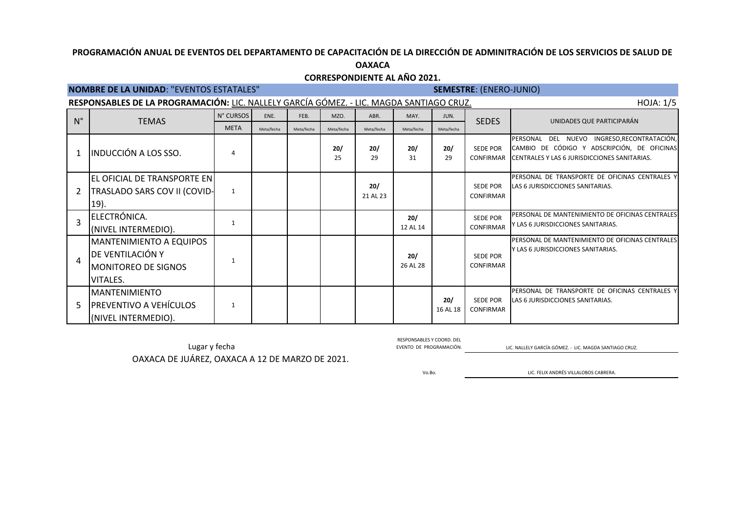# PROGRAMACIÓN ANUAL DE EVENTOS DEL DEPARTAMENTO DE CAPACITACIÓN DE LA DIRECCIÓN DE ADMINITRACIÓN DE LOS SERVICIOS DE SALUD DE OAXACA

## CORRESPONDIENTE AL AÑO 2021.

**NOMBRE DE LA UNIDAD**: "EVENTOS ESTATALES" **SEMESTRE**: (ENERO-JUNIO)

**RESPONSABLES DE LA PROGRAMACIÓN:** LIC. NALLELY GARCÍA GÓMEZ. - LIC. MAGDA SANTIAGO CRUZ. HOJA: 1/5

| N° | TEMAS | N° CURSOS | ENE. | FEB. | MZO. | ABR. | MAY. | JUN. | SEDES | UNIDADES QUE PARTICIPARÁN |
|---|---|---|---|---|---|---|---|---|---|---|
| | | META | Meta/fecha | Meta/fecha | Meta/fecha | Meta/fecha | Meta/fecha | Meta/fecha | | |
| 1 | INDUCCIÓN A LOS SSO. | 4 | | | **20/** 25 | **20/** 29 | **20/** 31 | **20/** 29 | SEDE POR CONFIRMAR | PERSONAL DEL NUEVO INGRESO,RECONTRATACIÓN, CAMBIO DE CÓDIGO Y ADSCRIPCIÓN, DE OFICINAS CENTRALES Y LAS 6 JURISDICCIONES SANITARIAS. |
| 2 | EL OFICIAL DE TRANSPORTE EN TRASLADO SARS COV II (COVID-19). | 1 | | | | **20/** 21 AL 23 | | | SEDE POR CONFIRMAR | PERSONAL DE TRANSPORTE DE OFICINAS CENTRALES Y LAS 6 JURISDICCIONES SANITARIAS. |
| 3 | ELECTRÓNICA. (NIVEL INTERMEDIO). | 1 | | | | | **20/** 12 AL 14 | | SEDE POR CONFIRMAR | PERSONAL DE MANTENIMIENTO DE OFICINAS CENTRALES Y LAS 6 JURISDICCIONES SANITARIAS. |
| 4 | MANTENIMIENTO A EQUIPOS DE VENTILACIÓN Y MONITOREO DE SIGNOS VITALES. | 1 | | | | | **20/** 26 AL 28 | | SEDE POR CONFIRMAR | PERSONAL DE MANTENIMIENTO DE OFICINAS CENTRALES Y LAS 6 JURISDICCIONES SANITARIAS. |
| 5 | MANTENIMIENTO PREVENTIVO A VEHÍCULOS (NIVEL INTERMEDIO). | 1 | | | | | | **20/** 16 AL 18 | SEDE POR CONFIRMAR | PERSONAL DE TRANSPORTE DE OFICINAS CENTRALES Y LAS 6 JURISDICCIONES SANITARIAS. |

Lugar y fecha

OAXACA DE JUÁREZ, OAXACA A 12 DE MARZO DE 2021.

RESPONSABLES Y COORD. DEL EVENTO DE PROGRAMACIÓN. LIC. NALLELY GARCÍA GÓMEZ. - LIC. MAGDA SANTIAGO CRUZ.

Vo.Bo. LIC. FELIX ANDRÉS VILLALOBOS CABRERA.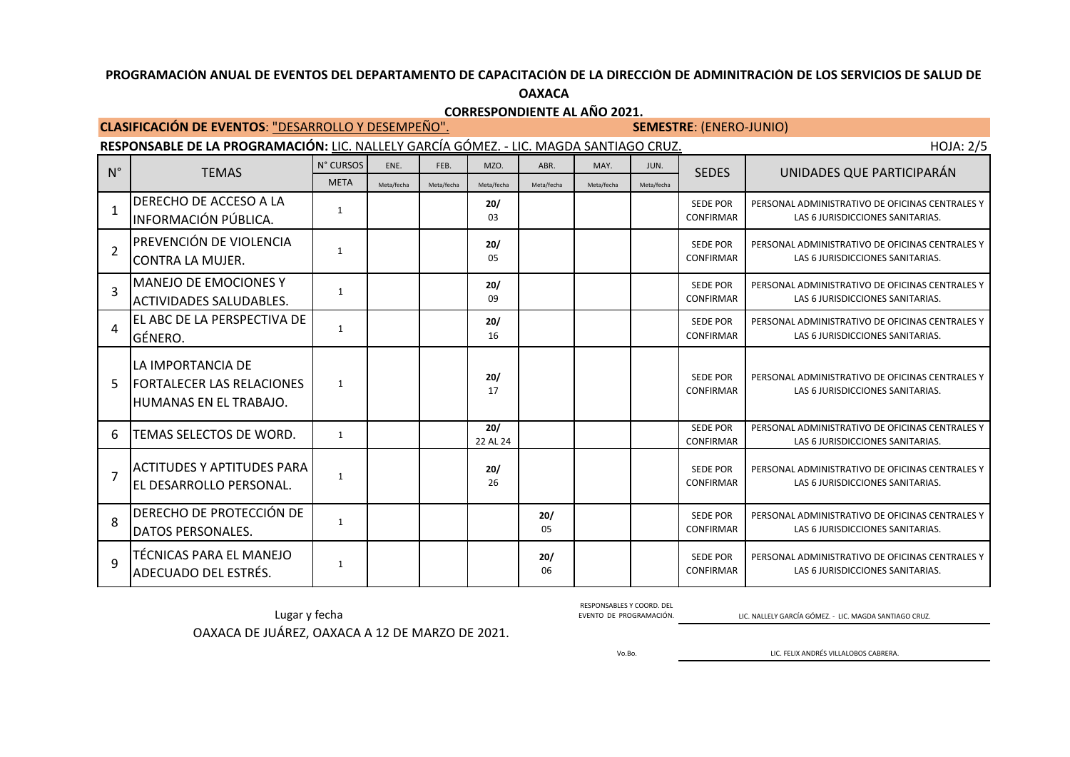**PROGRAMACIÓN ANUAL DE EVENTOS DEL DEPARTAMENTO DE CAPACITACIÓN DE LA DIRECCIÓN DE ADMINITRACIÓN DE LOS SERVICIOS DE SALUD DE OAXACA**

**CORRESPONDIENTE AL AÑO 2021.**

**CLASIFICACIÓN DE EVENTOS**: "DESARROLLO Y DESEMPEÑO". **SEMESTRE**: (ENERO-JUNIO)

**RESPONSABLE DE LA PROGRAMACIÓN:** LIC. NALLELY GARCÍA GÓMEZ. - LIC. MAGDA SANTIAGO CRUZ. HOJA: 2/5

| N° | TEMAS | N° CURSOS | ENE. | FEB. | MZO. | ABR. | MAY. | JUN. | SEDES | UNIDADES QUE PARTICIPARÁN |
|---|---|---|---|---|---|---|---|---|---|---|
| | | META | Meta/fecha | Meta/fecha | Meta/fecha | Meta/fecha | Meta/fecha | Meta/fecha | | |
| 1 | DERECHO DE ACCESO A LA INFORMACIÓN PÚBLICA. | 1 | | | 20/ 03 | | | | SEDE POR CONFIRMAR | PERSONAL ADMINISTRATIVO DE OFICINAS CENTRALES Y LAS 6 JURISDICCIONES SANITARIAS. |
| 2 | PREVENCIÓN DE VIOLENCIA CONTRA LA MUJER. | 1 | | | 20/ 05 | | | | SEDE POR CONFIRMAR | PERSONAL ADMINISTRATIVO DE OFICINAS CENTRALES Y LAS 6 JURISDICCIONES SANITARIAS. |
| 3 | MANEJO DE EMOCIONES Y ACTIVIDADES SALUDABLES. | 1 | | | 20/ 09 | | | | SEDE POR CONFIRMAR | PERSONAL ADMINISTRATIVO DE OFICINAS CENTRALES Y LAS 6 JURISDICCIONES SANITARIAS. |
| 4 | EL ABC DE LA PERSPECTIVA DE GÉNERO. | 1 | | | 20/ 16 | | | | SEDE POR CONFIRMAR | PERSONAL ADMINISTRATIVO DE OFICINAS CENTRALES Y LAS 6 JURISDICCIONES SANITARIAS. |
| 5 | LA IMPORTANCIA DE FORTALECER LAS RELACIONES HUMANAS EN EL TRABAJO. | 1 | | | 20/ 17 | | | | SEDE POR CONFIRMAR | PERSONAL ADMINISTRATIVO DE OFICINAS CENTRALES Y LAS 6 JURISDICCIONES SANITARIAS. |
| 6 | TEMAS SELECTOS DE WORD. | 1 | | | 20/ 22 AL 24 | | | | SEDE POR CONFIRMAR | PERSONAL ADMINISTRATIVO DE OFICINAS CENTRALES Y LAS 6 JURISDICCIONES SANITARIAS. |
| 7 | ACTITUDES Y APTITUDES PARA EL DESARROLLO PERSONAL. | 1 | | | 20/ 26 | | | | SEDE POR CONFIRMAR | PERSONAL ADMINISTRATIVO DE OFICINAS CENTRALES Y LAS 6 JURISDICCIONES SANITARIAS. |
| 8 | DERECHO DE PROTECCIÓN DE DATOS PERSONALES. | 1 | | | | 20/ 05 | | | SEDE POR CONFIRMAR | PERSONAL ADMINISTRATIVO DE OFICINAS CENTRALES Y LAS 6 JURISDICCIONES SANITARIAS. |
| 9 | TÉCNICAS PARA EL MANEJO ADECUADO DEL ESTRÉS. | 1 | | | | 20/ 06 | | | SEDE POR CONFIRMAR | PERSONAL ADMINISTRATIVO DE OFICINAS CENTRALES Y LAS 6 JURISDICCIONES SANITARIAS. |

Lugar y fecha

OAXACA DE JUÁREZ, OAXACA A 12 DE MARZO DE 2021.

RESPONSABLES Y COORD. DEL EVENTO DE PROGRAMACIÓN. LIC. NALLELY GARCÍA GÓMEZ. - LIC. MAGDA SANTIAGO CRUZ.

Vo.Bo. LIC. FELIX ANDRÉS VILLALOBOS CABRERA.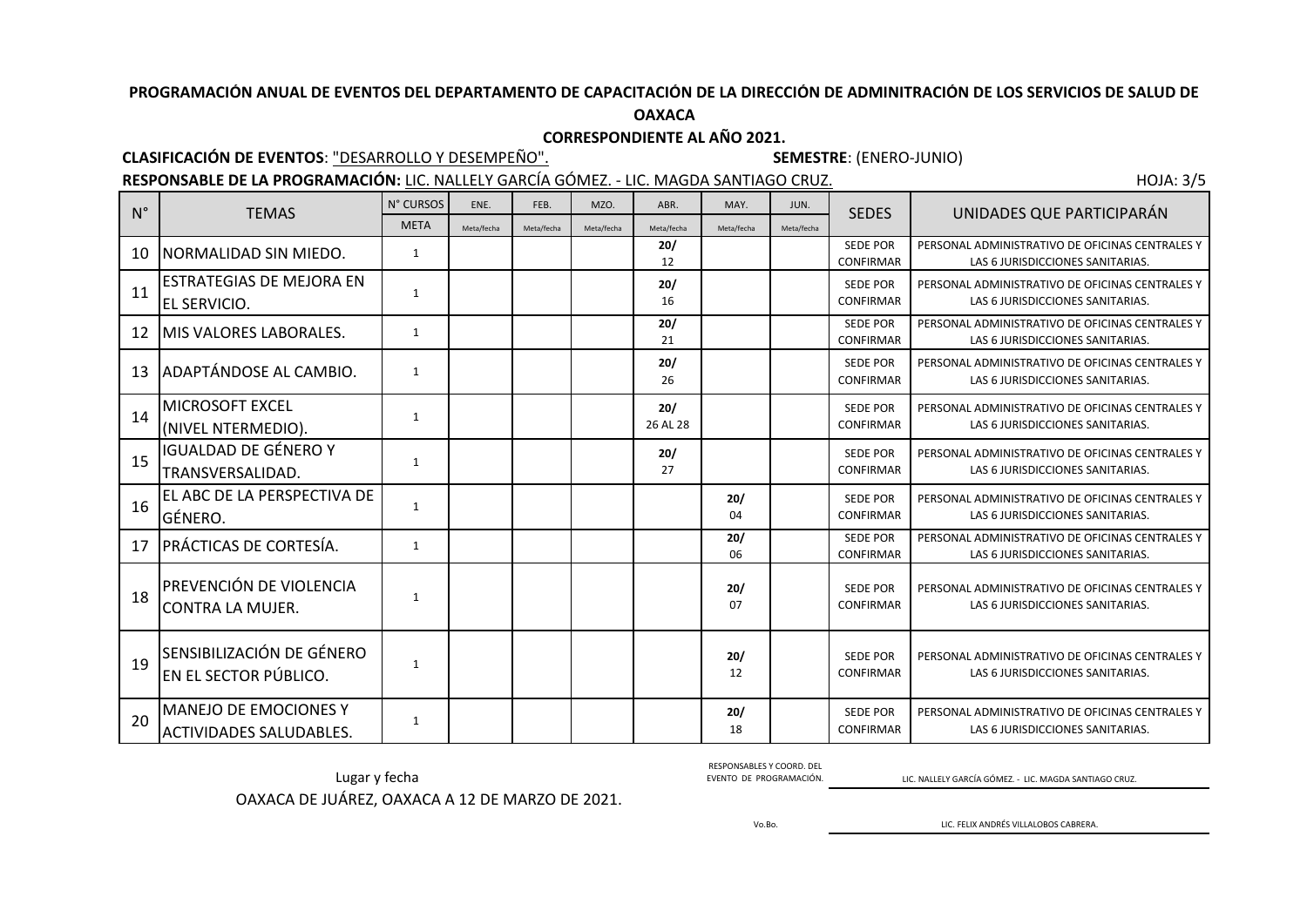**PROGRAMACIÓN ANUAL DE EVENTOS DEL DEPARTAMENTO DE CAPACITACIÓN DE LA DIRECCIÓN DE ADMINITRACIÓN DE LOS SERVICIOS DE SALUD DE OAXACA**

**CORRESPONDIENTE AL AÑO 2021.**

**CLASIFICACIÓN DE EVENTOS**: "DESARROLLO Y DESEMPEÑO". **SEMESTRE**: (ENERO-JUNIO)

**RESPONSABLE DE LA PROGRAMACIÓN:** LIC. NALLELY GARCÍA GÓMEZ. - LIC. MAGDA SANTIAGO CRUZ. HOJA: 3/5

| N° | TEMAS | N° CURSOS | ENE. | FEB. | MZO. | ABR. | MAY. | JUN. | SEDES | UNIDADES QUE PARTICIPARÁN |
|---|---|---|---|---|---|---|---|---|---|---|
| | | META | Meta/fecha | Meta/fecha | Meta/fecha | Meta/fecha | Meta/fecha | Meta/fecha | | |
| 10 | NORMALIDAD SIN MIEDO. | 1 | | | | **20/** 12 | | | SEDE POR CONFIRMAR | PERSONAL ADMINISTRATIVO DE OFICINAS CENTRALES Y LAS 6 JURISDICCIONES SANITARIAS. |
| 11 | ESTRATEGIAS DE MEJORA EN EL SERVICIO. | 1 | | | | **20/** 16 | | | SEDE POR CONFIRMAR | PERSONAL ADMINISTRATIVO DE OFICINAS CENTRALES Y LAS 6 JURISDICCIONES SANITARIAS. |
| 12 | MIS VALORES LABORALES. | 1 | | | | **20/** 21 | | | SEDE POR CONFIRMAR | PERSONAL ADMINISTRATIVO DE OFICINAS CENTRALES Y LAS 6 JURISDICCIONES SANITARIAS. |
| 13 | ADAPTÁNDOSE AL CAMBIO. | 1 | | | | **20/** 26 | | | SEDE POR CONFIRMAR | PERSONAL ADMINISTRATIVO DE OFICINAS CENTRALES Y LAS 6 JURISDICCIONES SANITARIAS. |
| 14 | MICROSOFT EXCEL (NIVEL NTERMEDIO). | 1 | | | | **20/** 26 AL 28 | | | SEDE POR CONFIRMAR | PERSONAL ADMINISTRATIVO DE OFICINAS CENTRALES Y LAS 6 JURISDICCIONES SANITARIAS. |
| 15 | IGUALDAD DE GÉNERO Y TRANSVERSALIDAD. | 1 | | | | **20/** 27 | | | SEDE POR CONFIRMAR | PERSONAL ADMINISTRATIVO DE OFICINAS CENTRALES Y LAS 6 JURISDICCIONES SANITARIAS. |
| 16 | EL ABC DE LA PERSPECTIVA DE GÉNERO. | 1 | | | | | **20/** 04 | | SEDE POR CONFIRMAR | PERSONAL ADMINISTRATIVO DE OFICINAS CENTRALES Y LAS 6 JURISDICCIONES SANITARIAS. |
| 17 | PRÁCTICAS DE CORTESÍA. | 1 | | | | | **20/** 06 | | SEDE POR CONFIRMAR | PERSONAL ADMINISTRATIVO DE OFICINAS CENTRALES Y LAS 6 JURISDICCIONES SANITARIAS. |
| 18 | PREVENCIÓN DE VIOLENCIA CONTRA LA MUJER. | 1 | | | | | **20/** 07 | | SEDE POR CONFIRMAR | PERSONAL ADMINISTRATIVO DE OFICINAS CENTRALES Y LAS 6 JURISDICCIONES SANITARIAS. |
| 19 | SENSIBILIZACIÓN DE GÉNERO EN EL SECTOR PÚBLICO. | 1 | | | | | **20/** 12 | | SEDE POR CONFIRMAR | PERSONAL ADMINISTRATIVO DE OFICINAS CENTRALES Y LAS 6 JURISDICCIONES SANITARIAS. |
| 20 | MANEJO DE EMOCIONES Y ACTIVIDADES SALUDABLES. | 1 | | | | | **20/** 18 | | SEDE POR CONFIRMAR | PERSONAL ADMINISTRATIVO DE OFICINAS CENTRALES Y LAS 6 JURISDICCIONES SANITARIAS. |

Lugar y fecha

OAXACA DE JUÁREZ, OAXACA A 12 DE MARZO DE 2021.

RESPONSABLES Y COORD. DEL EVENTO DE PROGRAMACIÓN. LIC. NALLELY GARCÍA GÓMEZ. - LIC. MAGDA SANTIAGO CRUZ.

Vo.Bo. LIC. FELIX ANDRÉS VILLALOBOS CABRERA.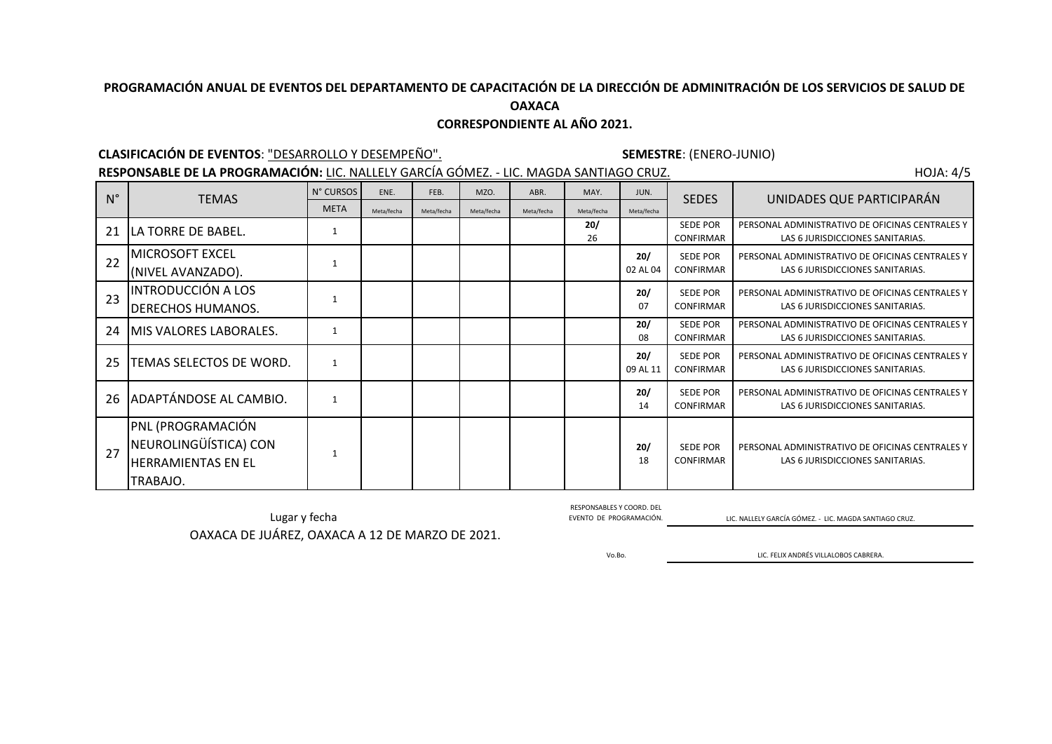**PROGRAMACIÓN ANUAL DE EVENTOS DEL DEPARTAMENTO DE CAPACITACIÓN DE LA DIRECCIÓN DE ADMINITRACIÓN DE LOS SERVICIOS DE SALUD DE OAXACA**

**CORRESPONDIENTE AL AÑO 2021.**

**CLASIFICACIÓN DE EVENTOS**: "DESARROLLO Y DESEMPEÑO". **SEMESTRE**: (ENERO-JUNIO)

**RESPONSABLE DE LA PROGRAMACIÓN:** LIC. NALLELY GARCÍA GÓMEZ. - LIC. MAGDA SANTIAGO CRUZ.

HOJA: 4/5

| N° | TEMAS | N° CURSOS | ENE. | FEB. | MZO. | ABR. | MAY. | JUN. | SEDES | UNIDADES QUE PARTICIPARÁN |
|---|---|---|---|---|---|---|---|---|---|---|
| | | META | Meta/fecha | Meta/fecha | Meta/fecha | Meta/fecha | Meta/fecha | Meta/fecha | | |
| 21 | LA TORRE DE BABEL. | 1 | | | | | **20/** 26 | | SEDE POR CONFIRMAR | PERSONAL ADMINISTRATIVO DE OFICINAS CENTRALES Y LAS 6 JURISDICCIONES SANITARIAS. |
| 22 | MICROSOFT EXCEL (NIVEL AVANZADO). | 1 | | | | | | **20/** 02 AL 04 | SEDE POR CONFIRMAR | PERSONAL ADMINISTRATIVO DE OFICINAS CENTRALES Y LAS 6 JURISDICCIONES SANITARIAS. |
| 23 | INTRODUCCIÓN A LOS DERECHOS HUMANOS. | 1 | | | | | | **20/** 07 | SEDE POR CONFIRMAR | PERSONAL ADMINISTRATIVO DE OFICINAS CENTRALES Y LAS 6 JURISDICCIONES SANITARIAS. |
| 24 | MIS VALORES LABORALES. | 1 | | | | | | **20/** 08 | SEDE POR CONFIRMAR | PERSONAL ADMINISTRATIVO DE OFICINAS CENTRALES Y LAS 6 JURISDICCIONES SANITARIAS. |
| 25 | TEMAS SELECTOS DE WORD. | 1 | | | | | | **20/** 09 AL 11 | SEDE POR CONFIRMAR | PERSONAL ADMINISTRATIVO DE OFICINAS CENTRALES Y LAS 6 JURISDICCIONES SANITARIAS. |
| 26 | ADAPTÁNDOSE AL CAMBIO. | 1 | | | | | | **20/** 14 | SEDE POR CONFIRMAR | PERSONAL ADMINISTRATIVO DE OFICINAS CENTRALES Y LAS 6 JURISDICCIONES SANITARIAS. |
| 27 | PNL (PROGRAMACIÓN NEUROLINGÜÍSTICA) CON HERRAMIENTAS EN EL TRABAJO. | 1 | | | | | | **20/** 18 | SEDE POR CONFIRMAR | PERSONAL ADMINISTRATIVO DE OFICINAS CENTRALES Y LAS 6 JURISDICCIONES SANITARIAS. |

Lugar y fecha

OAXACA DE JUÁREZ, OAXACA A 12 DE MARZO DE 2021.

RESPONSABLES Y COORD. DEL EVENTO DE PROGRAMACIÓN. LIC. NALLELY GARCÍA GÓMEZ. - LIC. MAGDA SANTIAGO CRUZ.

Vo.Bo. LIC. FELIX ANDRÉS VILLALOBOS CABRERA.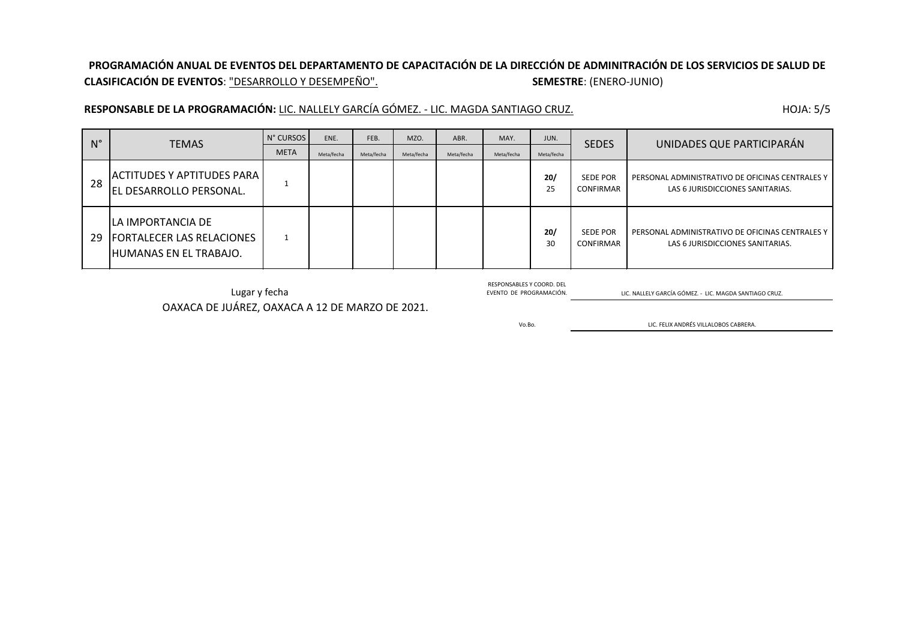**PROGRAMACIÓN ANUAL DE EVENTOS DEL DEPARTAMENTO DE CAPACITACIÓN DE LA DIRECCIÓN DE ADMINITRACIÓN DE LOS SERVICIOS DE SALUD DE**

**CLASIFICACIÓN DE EVENTOS**: "DESARROLLO Y DESEMPEÑO". **SEMESTRE**: (ENERO-JUNIO)

**RESPONSABLE DE LA PROGRAMACIÓN:** LIC. NALLELY GARCÍA GÓMEZ. - LIC. MAGDA SANTIAGO CRUZ.

HOJA: 5/5

| N° | TEMAS | N° CURSOS | ENE. | FEB. | MZO. | ABR. | MAY. | JUN. | SEDES | UNIDADES QUE PARTICIPARÁN |
|---|---|---|---|---|---|---|---|---|---|---|
| | | META | Meta/fecha | Meta/fecha | Meta/fecha | Meta/fecha | Meta/fecha | Meta/fecha | | |
| 28 | ACTITUDES Y APTITUDES PARA EL DESARROLLO PERSONAL. | 1 | | | | | | **20/** 25 | SEDE POR CONFIRMAR | PERSONAL ADMINISTRATIVO DE OFICINAS CENTRALES Y LAS 6 JURISDICCIONES SANITARIAS. |
| 29 | LA IMPORTANCIA DE FORTALECER LAS RELACIONES HUMANAS EN EL TRABAJO. | 1 | | | | | | **20/** 30 | SEDE POR CONFIRMAR | PERSONAL ADMINISTRATIVO DE OFICINAS CENTRALES Y LAS 6 JURISDICCIONES SANITARIAS. |

Lugar y fecha

OAXACA DE JUÁREZ, OAXACA A 12 DE MARZO DE 2021.

RESPONSABLES Y COORD. DEL EVENTO DE PROGRAMACIÓN. LIC. NALLELY GARCÍA GÓMEZ. - LIC. MAGDA SANTIAGO CRUZ.

Vo.Bo. LIC. FELIX ANDRÉS VILLALOBOS CABRERA.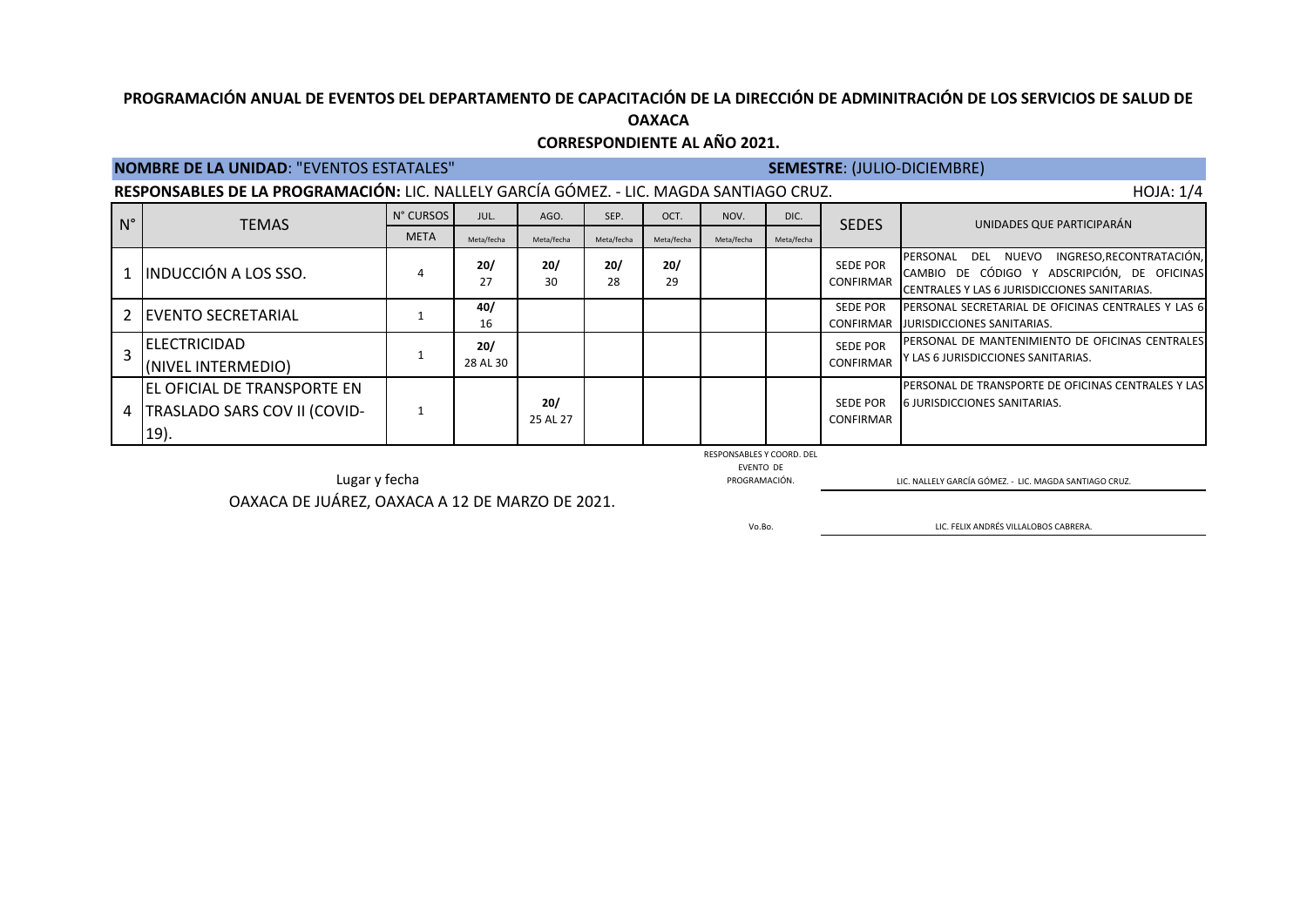**PROGRAMACIÓN ANUAL DE EVENTOS DEL DEPARTAMENTO DE CAPACITACIÓN DE LA DIRECCIÓN DE ADMINITRACIÓN DE LOS SERVICIOS DE SALUD DE OAXACA**

**CORRESPONDIENTE AL AÑO 2021.**

**NOMBRE DE LA UNIDAD**: "EVENTOS ESTATALES" **SEMESTRE**: (JULIO-DICIEMBRE)

**RESPONSABLES DE LA PROGRAMACIÓN:** LIC. NALLELY GARCÍA GÓMEZ. - LIC. MAGDA SANTIAGO CRUZ. HOJA: 1/4

| N° | TEMAS | N° CURSOS | JUL. | AGO. | SEP. | OCT. | NOV. | DIC. | SEDES | UNIDADES QUE PARTICIPARÁN |
|---|---|---|---|---|---|---|---|---|---|---|
| | | META | Meta/fecha | Meta/fecha | Meta/fecha | Meta/fecha | Meta/fecha | Meta/fecha | | |
| 1 | INDUCCIÓN A LOS SSO. | 4 | **20/** 27 | **20/** 30 | **20/** 28 | **20/** 29 | | | SEDE POR CONFIRMAR | PERSONAL DEL NUEVO INGRESO,RECONTRATACIÓN, CAMBIO DE CÓDIGO Y ADSCRIPCIÓN, DE OFICINAS CENTRALES Y LAS 6 JURISDICCIONES SANITARIAS. |
| 2 | EVENTO SECRETARIAL | 1 | **40/** 16 | | | | | | SEDE POR CONFIRMAR | PERSONAL SECRETARIAL DE OFICINAS CENTRALES Y LAS 6 JURISDICCIONES SANITARIAS. |
| 3 | ELECTRICIDAD (NIVEL INTERMEDIO) | 1 | **20/** 28 AL 30 | | | | | | SEDE POR CONFIRMAR | PERSONAL DE MANTENIMIENTO DE OFICINAS CENTRALES Y LAS 6 JURISDICCIONES SANITARIAS. |
| 4 | EL OFICIAL DE TRANSPORTE EN TRASLADO SARS COV II (COVID-19). | 1 | | **20/** 25 AL 27 | | | | | SEDE POR CONFIRMAR | PERSONAL DE TRANSPORTE DE OFICINAS CENTRALES Y LAS 6 JURISDICCIONES SANITARIAS. |

Lugar y fecha

OAXACA DE JUÁREZ, OAXACA A 12 DE MARZO DE 2021.

RESPONSABLES Y COORD. DEL EVENTO DE PROGRAMACIÓN. LIC. NALLELY GARCÍA GÓMEZ. - LIC. MAGDA SANTIAGO CRUZ.

Vo.Bo. LIC. FELIX ANDRÉS VILLALOBOS CABRERA.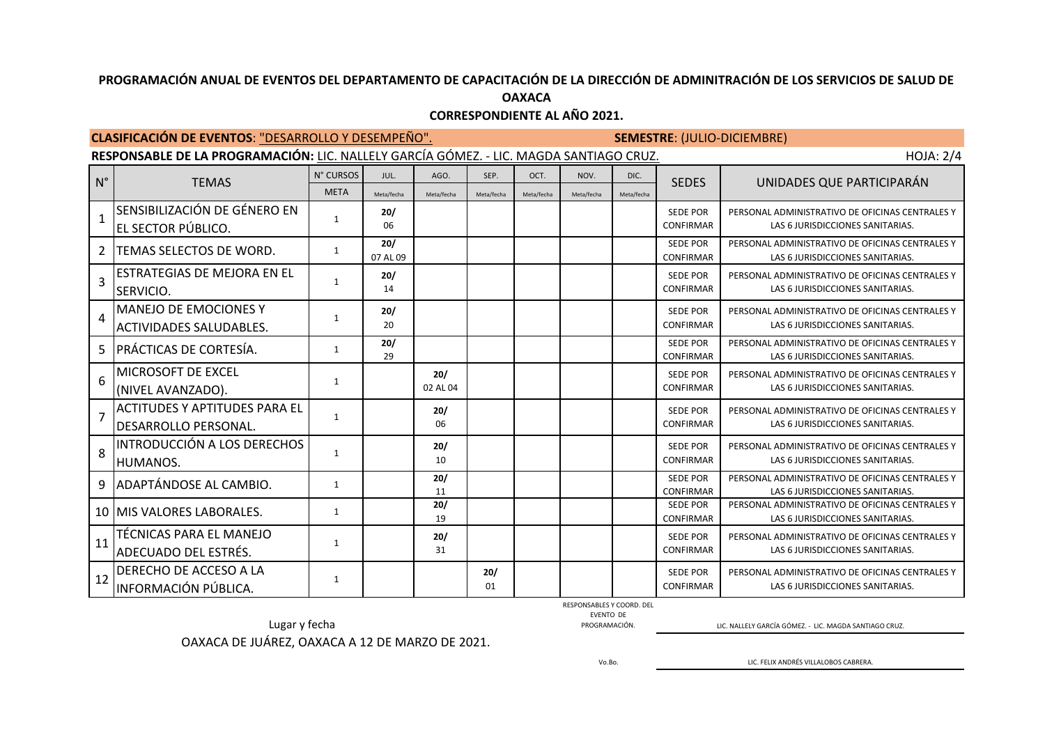**PROGRAMACIÓN ANUAL DE EVENTOS DEL DEPARTAMENTO DE CAPACITACIÓN DE LA DIRECCIÓN DE ADMINITRACIÓN DE LOS SERVICIOS DE SALUD DE OAXACA**

**CORRESPONDIENTE AL AÑO 2021.**

**CLASIFICACIÓN DE EVENTOS**: "DESARROLLO Y DESEMPEÑO". **SEMESTRE**: (JULIO-DICIEMBRE)

**RESPONSABLE DE LA PROGRAMACIÓN:** LIC. NALLELY GARCÍA GÓMEZ. - LIC. MAGDA SANTIAGO CRUZ. HOJA: 2/4

| N° | TEMAS | N° CURSOS | JUL. | AGO. | SEP. | OCT. | NOV. | DIC. | SEDES | UNIDADES QUE PARTICIPARÁN |
|---|---|---|---|---|---|---|---|---|---|---|
| | | META | Meta/fecha | Meta/fecha | Meta/fecha | Meta/fecha | Meta/fecha | Meta/fecha | | |
| 1 | SENSIBILIZACIÓN DE GÉNERO EN EL SECTOR PÚBLICO. | 1 | **20/** 06 | | | | | | SEDE POR CONFIRMAR | PERSONAL ADMINISTRATIVO DE OFICINAS CENTRALES Y LAS 6 JURISDICCIONES SANITARIAS. |
| 2 | TEMAS SELECTOS DE WORD. | 1 | **20/** 07 AL 09 | | | | | | SEDE POR CONFIRMAR | PERSONAL ADMINISTRATIVO DE OFICINAS CENTRALES Y LAS 6 JURISDICCIONES SANITARIAS. |
| 3 | ESTRATEGIAS DE MEJORA EN EL SERVICIO. | 1 | **20/** 14 | | | | | | SEDE POR CONFIRMAR | PERSONAL ADMINISTRATIVO DE OFICINAS CENTRALES Y LAS 6 JURISDICCIONES SANITARIAS. |
| 4 | MANEJO DE EMOCIONES Y ACTIVIDADES SALUDABLES. | 1 | **20/** 20 | | | | | | SEDE POR CONFIRMAR | PERSONAL ADMINISTRATIVO DE OFICINAS CENTRALES Y LAS 6 JURISDICCIONES SANITARIAS. |
| 5 | PRÁCTICAS DE CORTESÍA. | 1 | **20/** 29 | | | | | | SEDE POR CONFIRMAR | PERSONAL ADMINISTRATIVO DE OFICINAS CENTRALES Y LAS 6 JURISDICCIONES SANITARIAS. |
| 6 | MICROSOFT DE EXCEL (NIVEL AVANZADO). | 1 | | **20/** 02 AL 04 | | | | | SEDE POR CONFIRMAR | PERSONAL ADMINISTRATIVO DE OFICINAS CENTRALES Y LAS 6 JURISDICCIONES SANITARIAS. |
| 7 | ACTITUDES Y APTITUDES PARA EL DESARROLLO PERSONAL. | 1 | | **20/** 06 | | | | | SEDE POR CONFIRMAR | PERSONAL ADMINISTRATIVO DE OFICINAS CENTRALES Y LAS 6 JURISDICCIONES SANITARIAS. |
| 8 | INTRODUCCIÓN A LOS DERECHOS HUMANOS. | 1 | | **20/** 10 | | | | | SEDE POR CONFIRMAR | PERSONAL ADMINISTRATIVO DE OFICINAS CENTRALES Y LAS 6 JURISDICCIONES SANITARIAS. |
| 9 | ADAPTÁNDOSE AL CAMBIO. | 1 | | **20/** 11 | | | | | SEDE POR CONFIRMAR | PERSONAL ADMINISTRATIVO DE OFICINAS CENTRALES Y LAS 6 JURISDICCIONES SANITARIAS. |
| 10 | MIS VALORES LABORALES. | 1 | | **20/** 19 | | | | | SEDE POR CONFIRMAR | PERSONAL ADMINISTRATIVO DE OFICINAS CENTRALES Y LAS 6 JURISDICCIONES SANITARIAS. |
| 11 | TÉCNICAS PARA EL MANEJO ADECUADO DEL ESTRÉS. | 1 | | **20/** 31 | | | | | SEDE POR CONFIRMAR | PERSONAL ADMINISTRATIVO DE OFICINAS CENTRALES Y LAS 6 JURISDICCIONES SANITARIAS. |
| 12 | DERECHO DE ACCESO A LA INFORMACIÓN PÚBLICA. | 1 | | | **20/** 01 | | | | SEDE POR CONFIRMAR | PERSONAL ADMINISTRATIVO DE OFICINAS CENTRALES Y LAS 6 JURISDICCIONES SANITARIAS. |

Lugar y fecha

OAXACA DE JUÁREZ, OAXACA A 12 DE MARZO DE 2021.

RESPONSABLES Y COORD. DEL EVENTO DE PROGRAMACIÓN. LIC. NALLELY GARCÍA GÓMEZ. - LIC. MAGDA SANTIAGO CRUZ.

Vo.Bo. LIC. FELIX ANDRÉS VILLALOBOS CABRERA.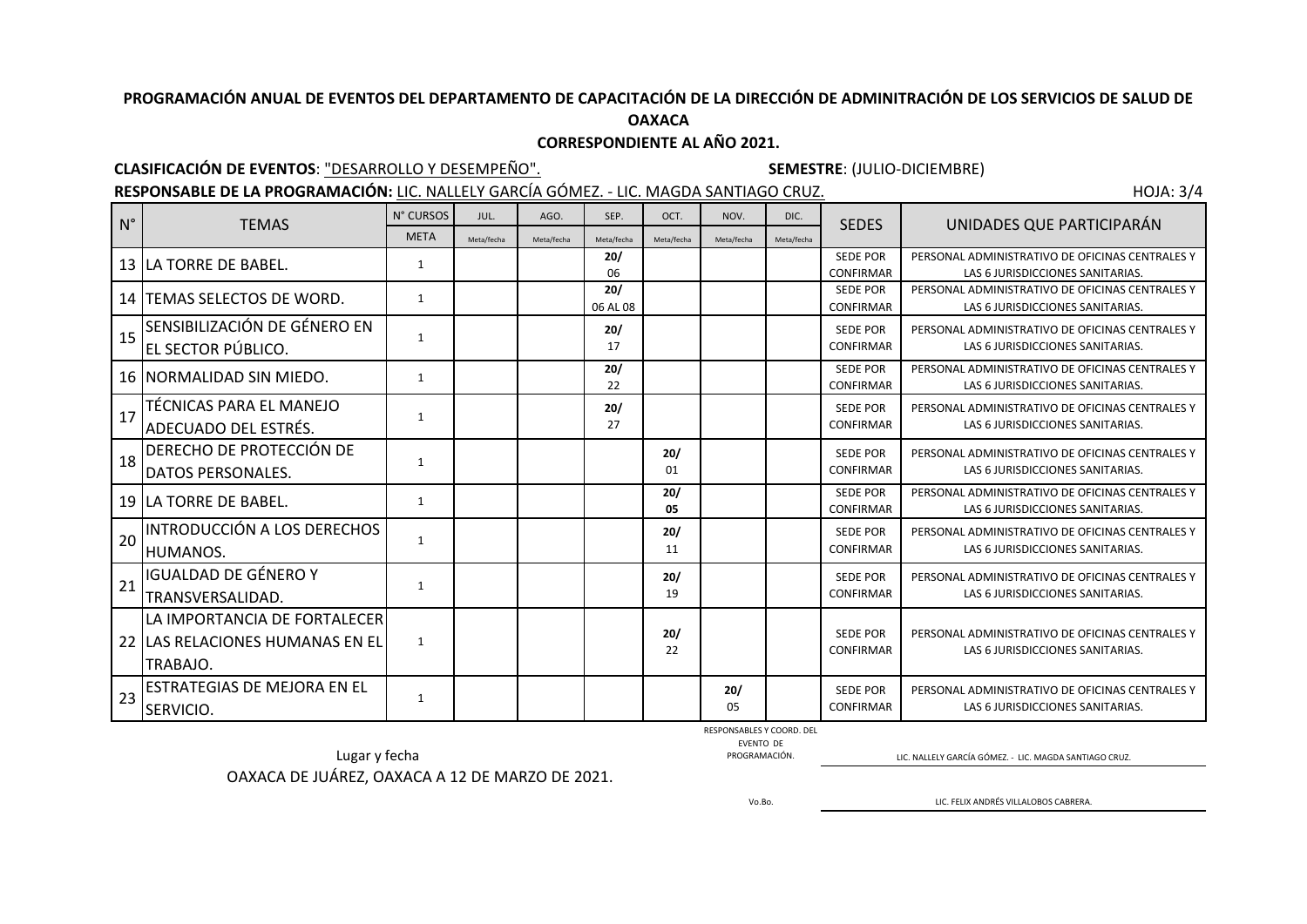**PROGRAMACIÓN ANUAL DE EVENTOS DEL DEPARTAMENTO DE CAPACITACIÓN DE LA DIRECCIÓN DE ADMINITRACIÓN DE LOS SERVICIOS DE SALUD DE OAXACA**

**CORRESPONDIENTE AL AÑO 2021.**

**CLASIFICACIÓN DE EVENTOS**: "DESARROLLO Y DESEMPEÑO". **SEMESTRE**: (JULIO-DICIEMBRE)

**RESPONSABLE DE LA PROGRAMACIÓN:** LIC. NALLELY GARCÍA GÓMEZ. - LIC. MAGDA SANTIAGO CRUZ. HOJA: 3/4

| N° | TEMAS | N° CURSOS | JUL. | AGO. | SEP. | OCT. | NOV. | DIC. | SEDES | UNIDADES QUE PARTICIPARÁN |
|---|---|---|---|---|---|---|---|---|---|---|
| | | META | Meta/fecha | Meta/fecha | Meta/fecha | Meta/fecha | Meta/fecha | Meta/fecha | | |
| 13 | LA TORRE DE BABEL. | 1 | | | **20/** 06 | | | | SEDE POR CONFIRMAR | PERSONAL ADMINISTRATIVO DE OFICINAS CENTRALES Y LAS 6 JURISDICCIONES SANITARIAS. |
| 14 | TEMAS SELECTOS DE WORD. | 1 | | | **20/** 06 AL 08 | | | | SEDE POR CONFIRMAR | PERSONAL ADMINISTRATIVO DE OFICINAS CENTRALES Y LAS 6 JURISDICCIONES SANITARIAS. |
| 15 | SENSIBILIZACIÓN DE GÉNERO EN EL SECTOR PÚBLICO. | 1 | | | **20/** 17 | | | | SEDE POR CONFIRMAR | PERSONAL ADMINISTRATIVO DE OFICINAS CENTRALES Y LAS 6 JURISDICCIONES SANITARIAS. |
| 16 | NORMALIDAD SIN MIEDO. | 1 | | | **20/** 22 | | | | SEDE POR CONFIRMAR | PERSONAL ADMINISTRATIVO DE OFICINAS CENTRALES Y LAS 6 JURISDICCIONES SANITARIAS. |
| 17 | TÉCNICAS PARA EL MANEJO ADECUADO DEL ESTRÉS. | 1 | | | **20/** 27 | | | | SEDE POR CONFIRMAR | PERSONAL ADMINISTRATIVO DE OFICINAS CENTRALES Y LAS 6 JURISDICCIONES SANITARIAS. |
| 18 | DERECHO DE PROTECCIÓN DE DATOS PERSONALES. | 1 | | | | **20/** 01 | | | SEDE POR CONFIRMAR | PERSONAL ADMINISTRATIVO DE OFICINAS CENTRALES Y LAS 6 JURISDICCIONES SANITARIAS. |
| 19 | LA TORRE DE BABEL. | 1 | | | | **20/** **05** | | | SEDE POR CONFIRMAR | PERSONAL ADMINISTRATIVO DE OFICINAS CENTRALES Y LAS 6 JURISDICCIONES SANITARIAS. |
| 20 | INTRODUCCIÓN A LOS DERECHOS HUMANOS. | 1 | | | | **20/** 11 | | | SEDE POR CONFIRMAR | PERSONAL ADMINISTRATIVO DE OFICINAS CENTRALES Y LAS 6 JURISDICCIONES SANITARIAS. |
| 21 | IGUALDAD DE GÉNERO Y TRANSVERSALIDAD. | 1 | | | | **20/** 19 | | | SEDE POR CONFIRMAR | PERSONAL ADMINISTRATIVO DE OFICINAS CENTRALES Y LAS 6 JURISDICCIONES SANITARIAS. |
| 22 | LA IMPORTANCIA DE FORTALECER LAS RELACIONES HUMANAS EN EL TRABAJO. | 1 | | | | **20/** 22 | | | SEDE POR CONFIRMAR | PERSONAL ADMINISTRATIVO DE OFICINAS CENTRALES Y LAS 6 JURISDICCIONES SANITARIAS. |
| 23 | ESTRATEGIAS DE MEJORA EN EL SERVICIO. | 1 | | | | | **20/** 05 | | SEDE POR CONFIRMAR | PERSONAL ADMINISTRATIVO DE OFICINAS CENTRALES Y LAS 6 JURISDICCIONES SANITARIAS. |

Lugar y fecha

OAXACA DE JUÁREZ, OAXACA A 12 DE MARZO DE 2021.

RESPONSABLES Y COORD. DEL EVENTO DE PROGRAMACIÓN. LIC. NALLELY GARCÍA GÓMEZ. - LIC. MAGDA SANTIAGO CRUZ.

Vo.Bo. LIC. FELIX ANDRÉS VILLALOBOS CABRERA.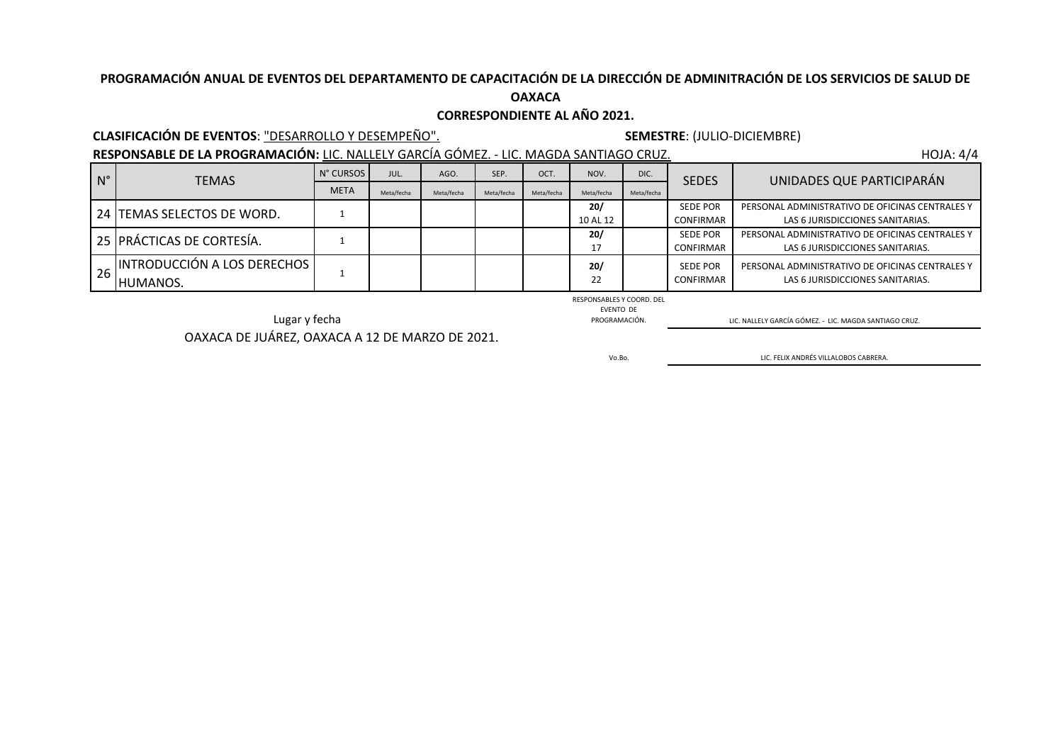**PROGRAMACIÓN ANUAL DE EVENTOS DEL DEPARTAMENTO DE CAPACITACIÓN DE LA DIRECCIÓN DE ADMINITRACIÓN DE LOS SERVICIOS DE SALUD DE OAXACA**

**CORRESPONDIENTE AL AÑO 2021.**

**CLASIFICACIÓN DE EVENTOS**: "DESARROLLO Y DESEMPEÑO". **SEMESTRE**: (JULIO-DICIEMBRE)

**RESPONSABLE DE LA PROGRAMACIÓN:** LIC. NALLELY GARCÍA GÓMEZ. - LIC. MAGDA SANTIAGO CRUZ. HOJA: 4/4

| N° | TEMAS | N° CURSOS | JUL. | AGO. | SEP. | OCT. | NOV. | DIC. | SEDES | UNIDADES QUE PARTICIPARÁN |
|---|---|---|---|---|---|---|---|---|---|---|
| | | META | Meta/fecha | Meta/fecha | Meta/fecha | Meta/fecha | Meta/fecha | Meta/fecha | | |
| 24 | TEMAS SELECTOS DE WORD. | 1 | | | | | **20/** 10 AL 12 | | SEDE POR CONFIRMAR | PERSONAL ADMINISTRATIVO DE OFICINAS CENTRALES Y LAS 6 JURISDICCIONES SANITARIAS. |
| 25 | PRÁCTICAS DE CORTESÍA. | 1 | | | | | **20/** 17 | | SEDE POR CONFIRMAR | PERSONAL ADMINISTRATIVO DE OFICINAS CENTRALES Y LAS 6 JURISDICCIONES SANITARIAS. |
| 26 | INTRODUCCIÓN A LOS DERECHOS HUMANOS. | 1 | | | | | **20/** 22 | | SEDE POR CONFIRMAR | PERSONAL ADMINISTRATIVO DE OFICINAS CENTRALES Y LAS 6 JURISDICCIONES SANITARIAS. |

Lugar y fecha

OAXACA DE JUÁREZ, OAXACA A 12 DE MARZO DE 2021.

RESPONSABLES Y COORD. DEL EVENTO DE PROGRAMACIÓN. LIC. NALLELY GARCÍA GÓMEZ. - LIC. MAGDA SANTIAGO CRUZ.

Vo.Bo. LIC. FELIX ANDRÉS VILLALOBOS CABRERA.